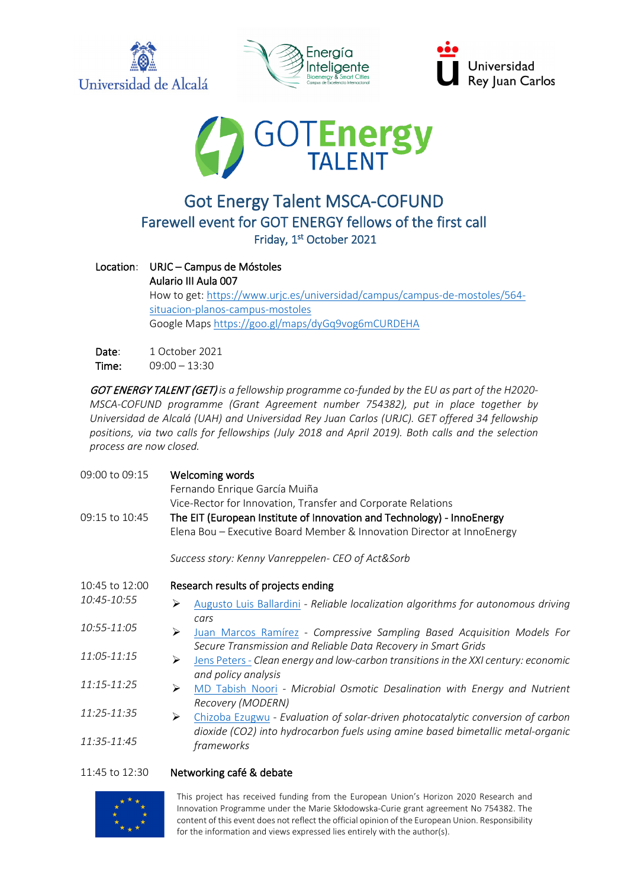Universidad de Alcalá

Energía Inteligente
Bioenergy & Smart Cities
Campus de Excelencia Internacional

Universidad Rey Juan Carlos

GOTEnergy TALENT

# Got Energy Talent MSCA-COFUND

## Farewell event for GOT ENERGY fellows of the first call

Friday, 1st October 2021

**Location**: **URJC – Campus de Móstoles**
**Aulario III Aula 007**
How to get: [https://www.urjc.es/universidad/campus/campus-de-mostoles/564-situacion-planos-campus-mostoles](https://www.urjc.es/universidad/campus/campus-de-mostoles/564-situacion-planos-campus-mostoles)
Google Maps [https://goo.gl/maps/dyGq9vog6mCURDEHA](https://goo.gl/maps/dyGq9vog6mCURDEHA)

**Date**: 1 October 2021
**Time**: 09:00 – 13:30

*GOT ENERGY TALENT (GET) is a fellowship programme co-funded by the EU as part of the H2020-MSCA-COFUND programme (Grant Agreement number 754382), put in place together by Universidad de Alcalá (UAH) and Universidad Rey Juan Carlos (URJC). GET offered 34 fellowship positions, via two calls for fellowships (July 2018 and April 2019). Both calls and the selection process are now closed.*

09:00 to 09:15 **Welcoming words**
Fernando Enrique García Muiña
Vice-Rector for Innovation, Transfer and Corporate Relations

09:15 to 10:45 **The EIT (European Institute of Innovation and Technology) - InnoEnergy**
Elena Bou – Executive Board Member & Innovation Director at InnoEnergy

*Success story: Kenny Vanreppelen- CEO of Act&Sorb*

10:45 to 12:00 **Research results of projects ending**

- *10:45-10:55* Augusto Luis Ballardini - *Reliable localization algorithms for autonomous driving cars*
- *10:55-11:05* Juan Marcos Ramírez - *Compressive Sampling Based Acquisition Models For Secure Transmission and Reliable Data Recovery in Smart Grids*
- *11:05-11:15* Jens Peters - *Clean energy and low-carbon transitions in the XXI century: economic and policy analysis*
- *11:15-11:25* MD Tabish Noori - *Microbial Osmotic Desalination with Energy and Nutrient Recovery (MODERN)*
- *11:25-11:35* Chizoba Ezugwu - *Evaluation of solar-driven photocatalytic conversion of carbon dioxide ($CO_2$) into hydrocarbon fuels using amine based bimetallic metal-organic frameworks*
- *11:35-11:45*

11:45 to 12:30 **Networking café & debate**

This project has received funding from the European Union's Horizon 2020 Research and Innovation Programme under the Marie Skłodowska-Curie grant agreement No 754382. The content of this event does not reflect the official opinion of the European Union. Responsibility for the information and views expressed lies entirely with the author(s).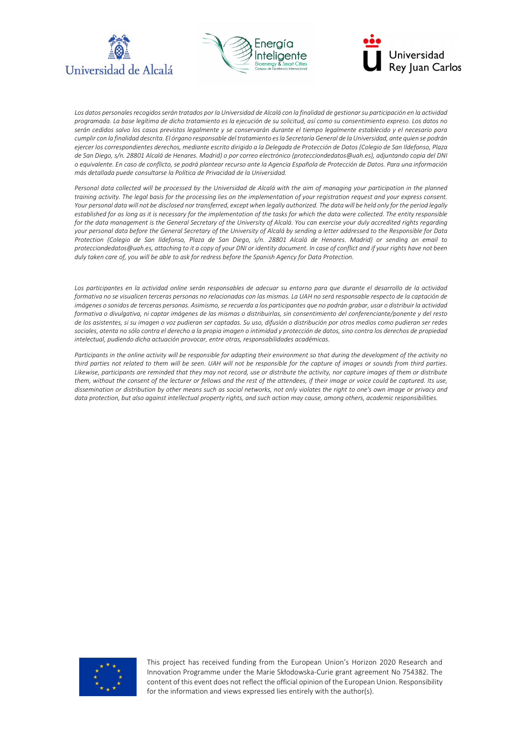*Los datos personales recogidos serán tratados por la Universidad de Alcalá con la finalidad de gestionar su participación en la actividad programada. La base legítima de dicho tratamiento es la ejecución de su solicitud, así como su consentimiento expreso. Los datos no serán cedidos salvo los casos previstos legalmente y se conservarán durante el tiempo legalmente establecido y el necesario para cumplir con la finalidad descrita. El órgano responsable del tratamiento es la Secretaría General de la Universidad, ante quien se podrán ejercer los correspondientes derechos, mediante escrito dirigido a la Delegada de Protección de Datos (Colegio de San Ildefonso, Plaza de San Diego, s/n. 28801 Alcalá de Henares. Madrid) o por correo electrónico (protecciondedatos@uah.es), adjuntando copia del DNI o equivalente. En caso de conflicto, se podrá plantear recurso ante la Agencia Española de Protección de Datos. Para una información más detallada puede consultarse la Política de Privacidad de la Universidad.*

*Personal data collected will be processed by the Universidad de Alcalá with the aim of managing your participation in the planned training activity. The legal basis for the processing lies on the implementation of your registration request and your express consent. Your personal data will not be disclosed nor transferred, except when legally authorized. The data will be held only for the period legally established for as long as it is necessary for the implementation of the tasks for which the data were collected. The entity responsible for the data management is the General Secretary of the University of Alcalá. You can exercise your duly accredited rights regarding your personal data before the General Secretary of the University of Alcalá by sending a letter addressed to the Responsible for Data Protection (Colegio de San Ildefonso, Plaza de San Diego, s/n. 28801 Alcalá de Henares. Madrid) or sending an email to protecciondedatos@uah.es, attaching to it a copy of your DNI or identity document. In case of conflict and if your rights have not been duly taken care of, you will be able to ask for redress before the Spanish Agency for Data Protection.*

*Los participantes en la actividad online serán responsables de adecuar su entorno para que durante el desarrollo de la actividad formativa no se visualicen terceras personas no relacionadas con las mismas. La UAH no será responsable respecto de la captación de imágenes o sonidos de terceras personas. Asimismo, se recuerda a los participantes que no podrán grabar, usar o distribuir la actividad formativa o divulgativa, ni captar imágenes de las mismas o distribuirlas, sin consentimiento del conferenciante/ponente y del resto de los asistentes, si su imagen o voz pudieran ser captadas. Su uso, difusión o distribución por otros medios como pudieran ser redes sociales, atenta no sólo contra el derecho a la propia imagen o intimidad y protección de datos, sino contra los derechos de propiedad intelectual, pudiendo dicha actuación provocar, entre otras, responsabilidades académicas.*

*Participants in the online activity will be responsible for adapting their environment so that during the development of the activity no third parties not related to them will be seen. UAH will not be responsible for the capture of images or sounds from third parties. Likewise, participants are reminded that they may not record, use or distribute the activity, nor capture images of them or distribute them, without the consent of the lecturer or fellows and the rest of the attendees, if their image or voice could be captured. Its use, dissemination or distribution by other means such as social networks, not only violates the right to one's own image or privacy and data protection, but also against intellectual property rights, and such action may cause, among others, academic responsibilities.*

This project has received funding from the European Union's Horizon 2020 Research and Innovation Programme under the Marie Skłodowska-Curie grant agreement No 754382. The content of this event does not reflect the official opinion of the European Union. Responsibility for the information and views expressed lies entirely with the author(s).